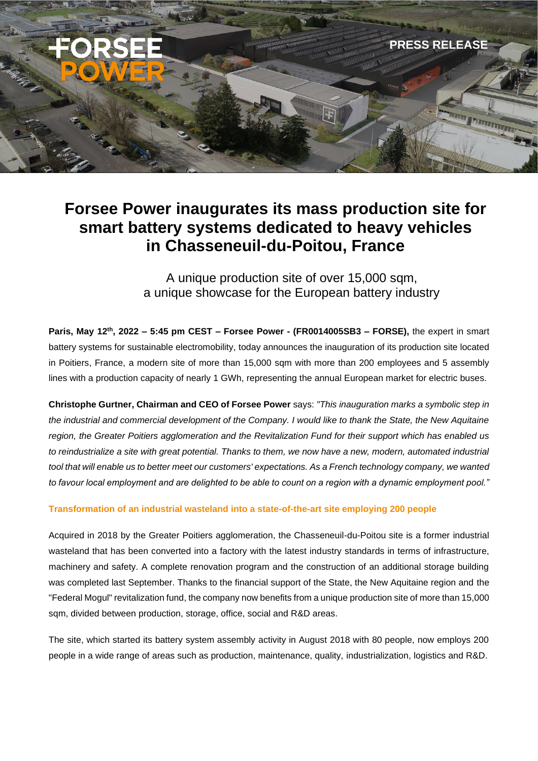PRESS RELEASE

# Forsee Power inaugurates its mass production site for smart battery systems dedicated to heavy vehicles in Chasseneuil-du-Poitou, France

A unique production site of over 15,000 sqm,
a unique showcase for the European battery industry

**Paris, May 12th, 2022 – 5:45 pm CEST – Forsee Power - (FR0014005SB3 – FORSE),** the expert in smart battery systems for sustainable electromobility, today announces the inauguration of its production site located in Poitiers, France, a modern site of more than 15,000 sqm with more than 200 employees and 5 assembly lines with a production capacity of nearly 1 GWh, representing the annual European market for electric buses.

**Christophe Gurtner, Chairman and CEO of Forsee Power** says: *"This inauguration marks a symbolic step in the industrial and commercial development of the Company. I would like to thank the State, the New Aquitaine region, the Greater Poitiers agglomeration and the Revitalization Fund for their support which has enabled us to reindustrialize a site with great potential. Thanks to them, we now have a new, modern, automated industrial tool that will enable us to better meet our customers' expectations. As a French technology company, we wanted to favour local employment and are delighted to be able to count on a region with a dynamic employment pool."*

## Transformation of an industrial wasteland into a state-of-the-art site employing 200 people

Acquired in 2018 by the Greater Poitiers agglomeration, the Chasseneuil-du-Poitou site is a former industrial wasteland that has been converted into a factory with the latest industry standards in terms of infrastructure, machinery and safety. A complete renovation program and the construction of an additional storage building was completed last September. Thanks to the financial support of the State, the New Aquitaine region and the "Federal Mogul" revitalization fund, the company now benefits from a unique production site of more than 15,000 sqm, divided between production, storage, office, social and R&D areas.

The site, which started its battery system assembly activity in August 2018 with 80 people, now employs 200 people in a wide range of areas such as production, maintenance, quality, industrialization, logistics and R&D.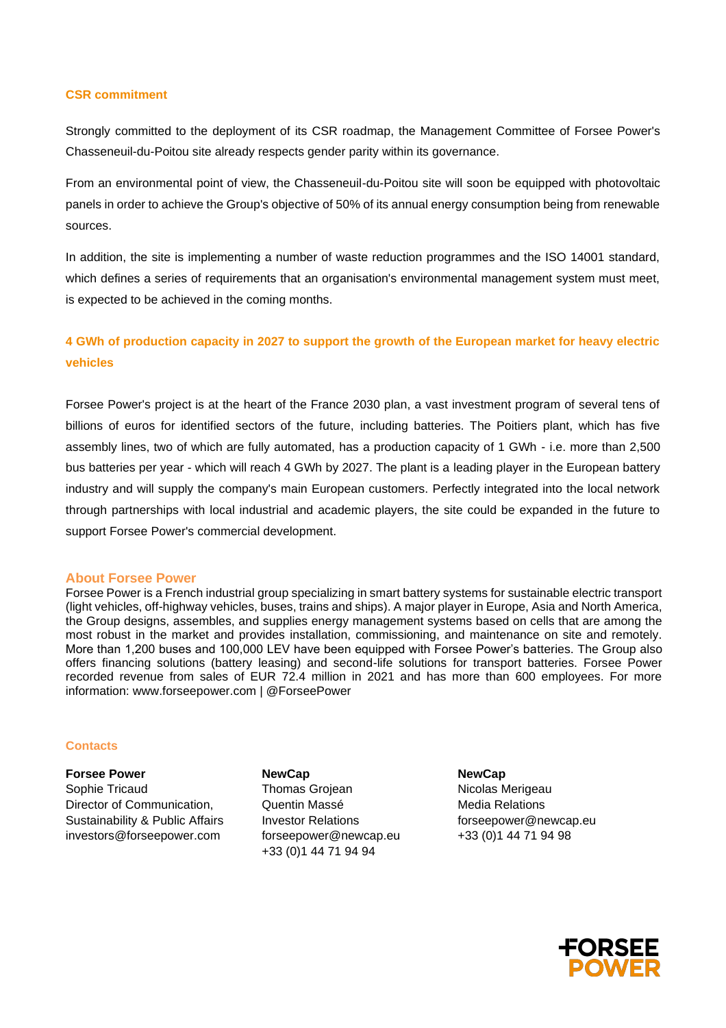## CSR commitment

Strongly committed to the deployment of its CSR roadmap, the Management Committee of Forsee Power's Chasseneuil-du-Poitou site already respects gender parity within its governance.

From an environmental point of view, the Chasseneuil-du-Poitou site will soon be equipped with photovoltaic panels in order to achieve the Group's objective of 50% of its annual energy consumption being from renewable sources.

In addition, the site is implementing a number of waste reduction programmes and the ISO 14001 standard, which defines a series of requirements that an organisation's environmental management system must meet, is expected to be achieved in the coming months.

## 4 GWh of production capacity in 2027 to support the growth of the European market for heavy electric vehicles

Forsee Power's project is at the heart of the France 2030 plan, a vast investment program of several tens of billions of euros for identified sectors of the future, including batteries. The Poitiers plant, which has five assembly lines, two of which are fully automated, has a production capacity of 1 GWh - i.e. more than 2,500 bus batteries per year - which will reach 4 GWh by 2027. The plant is a leading player in the European battery industry and will supply the company's main European customers. Perfectly integrated into the local network through partnerships with local industrial and academic players, the site could be expanded in the future to support Forsee Power's commercial development.

## About Forsee Power

Forsee Power is a French industrial group specializing in smart battery systems for sustainable electric transport (light vehicles, off-highway vehicles, buses, trains and ships). A major player in Europe, Asia and North America, the Group designs, assembles, and supplies energy management systems based on cells that are among the most robust in the market and provides installation, commissioning, and maintenance on site and remotely. More than 1,200 buses and 100,000 LEV have been equipped with Forsee Power's batteries. The Group also offers financing solutions (battery leasing) and second-life solutions for transport batteries. Forsee Power recorded revenue from sales of EUR 72.4 million in 2021 and has more than 600 employees. For more information: www.forseepower.com | @ForseePower

## Contacts

**Forsee Power**
Sophie Tricaud
Director of Communication, Sustainability & Public Affairs
investors@forseepower.com

**NewCap**
Thomas Grojean
Quentin Massé
Investor Relations
forseepower@newcap.eu
+33 (0)1 44 71 94 94

**NewCap**
Nicolas Merigeau
Media Relations
forseepower@newcap.eu
+33 (0)1 44 71 94 98